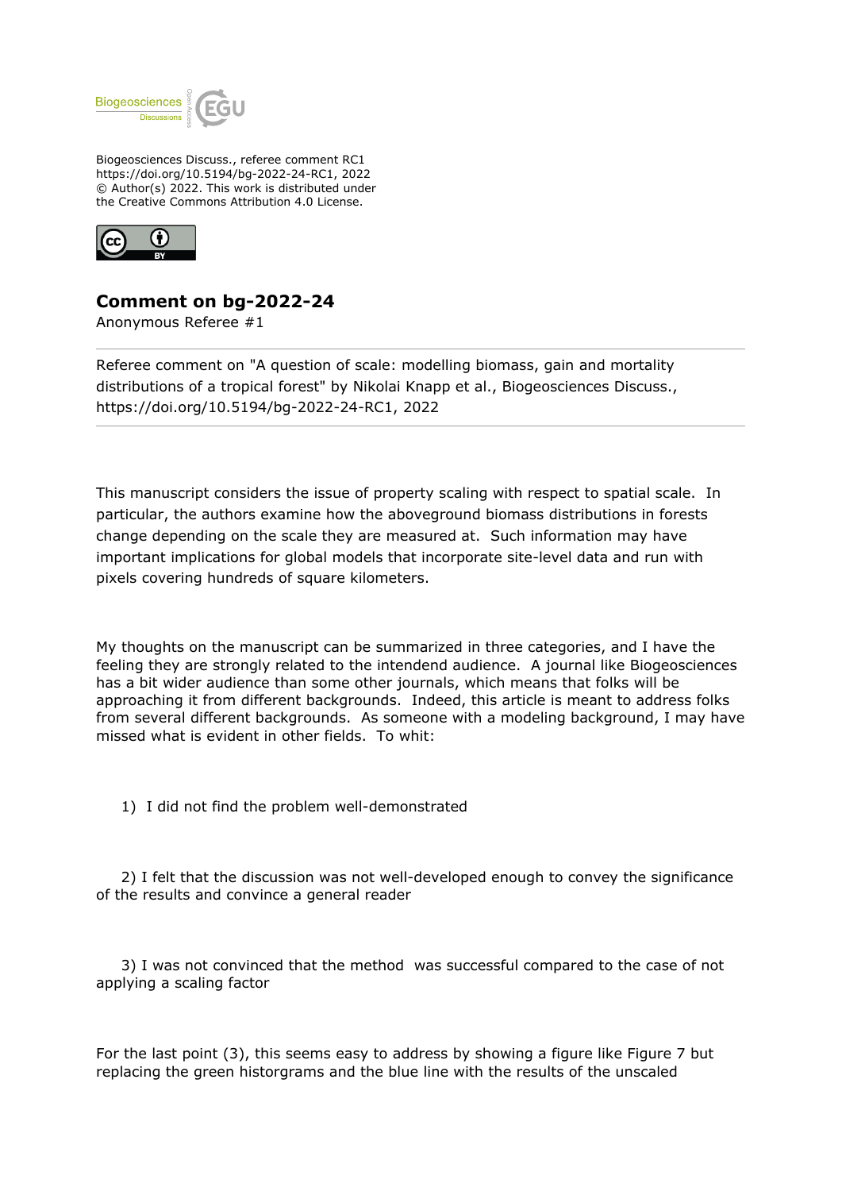Biogeosciences Discuss., referee comment RC1
https://doi.org/10.5194/bg-2022-24-RC1, 2022
© Author(s) 2022. This work is distributed under
the Creative Commons Attribution 4.0 License.

## Comment on bg-2022-24

Anonymous Referee #1

---

Referee comment on "A question of scale: modelling biomass, gain and mortality distributions of a tropical forest" by Nikolai Knapp et al., Biogeosciences Discuss., https://doi.org/10.5194/bg-2022-24-RC1, 2022

---

This manuscript considers the issue of property scaling with respect to spatial scale. In particular, the authors examine how the aboveground biomass distributions in forests change depending on the scale they are measured at. Such information may have important implications for global models that incorporate site-level data and run with pixels covering hundreds of square kilometers.

My thoughts on the manuscript can be summarized in three categories, and I have the feeling they are strongly related to the intendend audience. A journal like Biogeosciences has a bit wider audience than some other journals, which means that folks will be approaching it from different backgrounds. Indeed, this article is meant to address folks from several different backgrounds. As someone with a modeling background, I may have missed what is evident in other fields. To whit:

1) I did not find the problem well-demonstrated

2) I felt that the discussion was not well-developed enough to convey the significance of the results and convince a general reader

3) I was not convinced that the method was successful compared to the case of not applying a scaling factor

For the last point (3), this seems easy to address by showing a figure like Figure 7 but replacing the green historgrams and the blue line with the results of the unscaled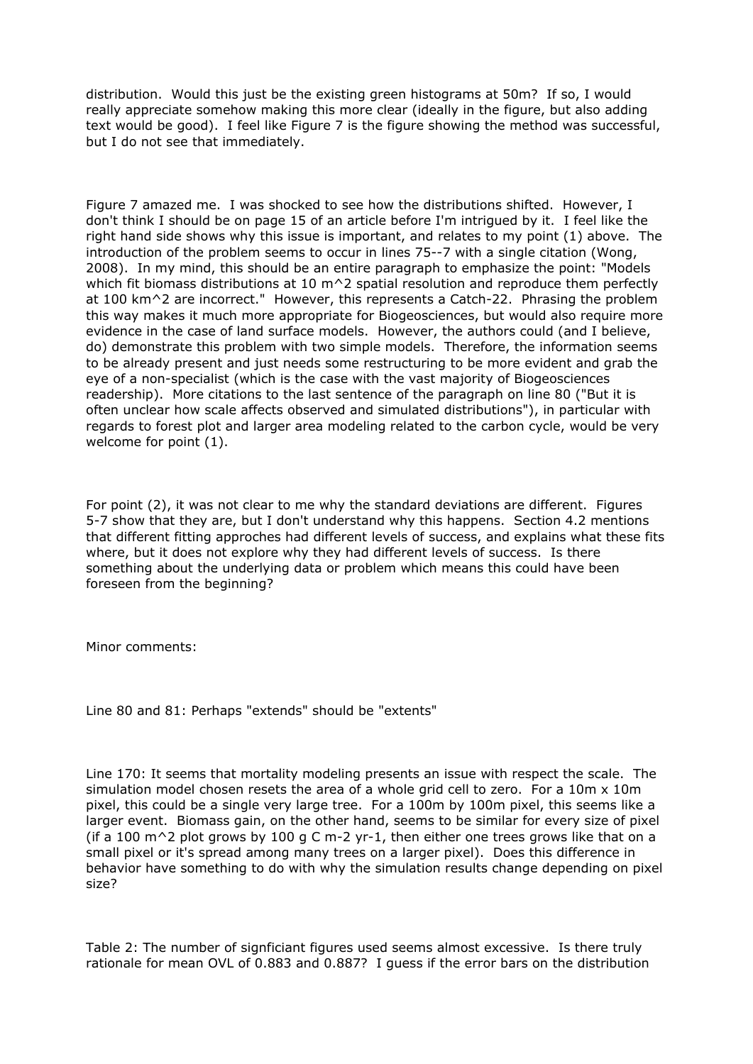distribution. Would this just be the existing green histograms at 50m? If so, I would really appreciate somehow making this more clear (ideally in the figure, but also adding text would be good). I feel like Figure 7 is the figure showing the method was successful, but I do not see that immediately.

Figure 7 amazed me. I was shocked to see how the distributions shifted. However, I don't think I should be on page 15 of an article before I'm intrigued by it. I feel like the right hand side shows why this issue is important, and relates to my point (1) above. The introduction of the problem seems to occur in lines 75--7 with a single citation (Wong, 2008). In my mind, this should be an entire paragraph to emphasize the point: "Models which fit biomass distributions at 10 m^2 spatial resolution and reproduce them perfectly at 100 km^2 are incorrect." However, this represents a Catch-22. Phrasing the problem this way makes it much more appropriate for Biogeosciences, but would also require more evidence in the case of land surface models. However, the authors could (and I believe, do) demonstrate this problem with two simple models. Therefore, the information seems to be already present and just needs some restructuring to be more evident and grab the eye of a non-specialist (which is the case with the vast majority of Biogeosciences readership). More citations to the last sentence of the paragraph on line 80 ("But it is often unclear how scale affects observed and simulated distributions"), in particular with regards to forest plot and larger area modeling related to the carbon cycle, would be very welcome for point (1).

For point (2), it was not clear to me why the standard deviations are different. Figures 5-7 show that they are, but I don't understand why this happens. Section 4.2 mentions that different fitting approches had different levels of success, and explains what these fits where, but it does not explore why they had different levels of success. Is there something about the underlying data or problem which means this could have been foreseen from the beginning?

Minor comments:

Line 80 and 81: Perhaps "extends" should be "extents"

Line 170: It seems that mortality modeling presents an issue with respect the scale. The simulation model chosen resets the area of a whole grid cell to zero. For a 10m x 10m pixel, this could be a single very large tree. For a 100m by 100m pixel, this seems like a larger event. Biomass gain, on the other hand, seems to be similar for every size of pixel (if a 100 m^2 plot grows by 100 g C m-2 yr-1, then either one trees grows like that on a small pixel or it's spread among many trees on a larger pixel). Does this difference in behavior have something to do with why the simulation results change depending on pixel size?

Table 2: The number of signficiant figures used seems almost excessive. Is there truly rationale for mean OVL of 0.883 and 0.887? I guess if the error bars on the distribution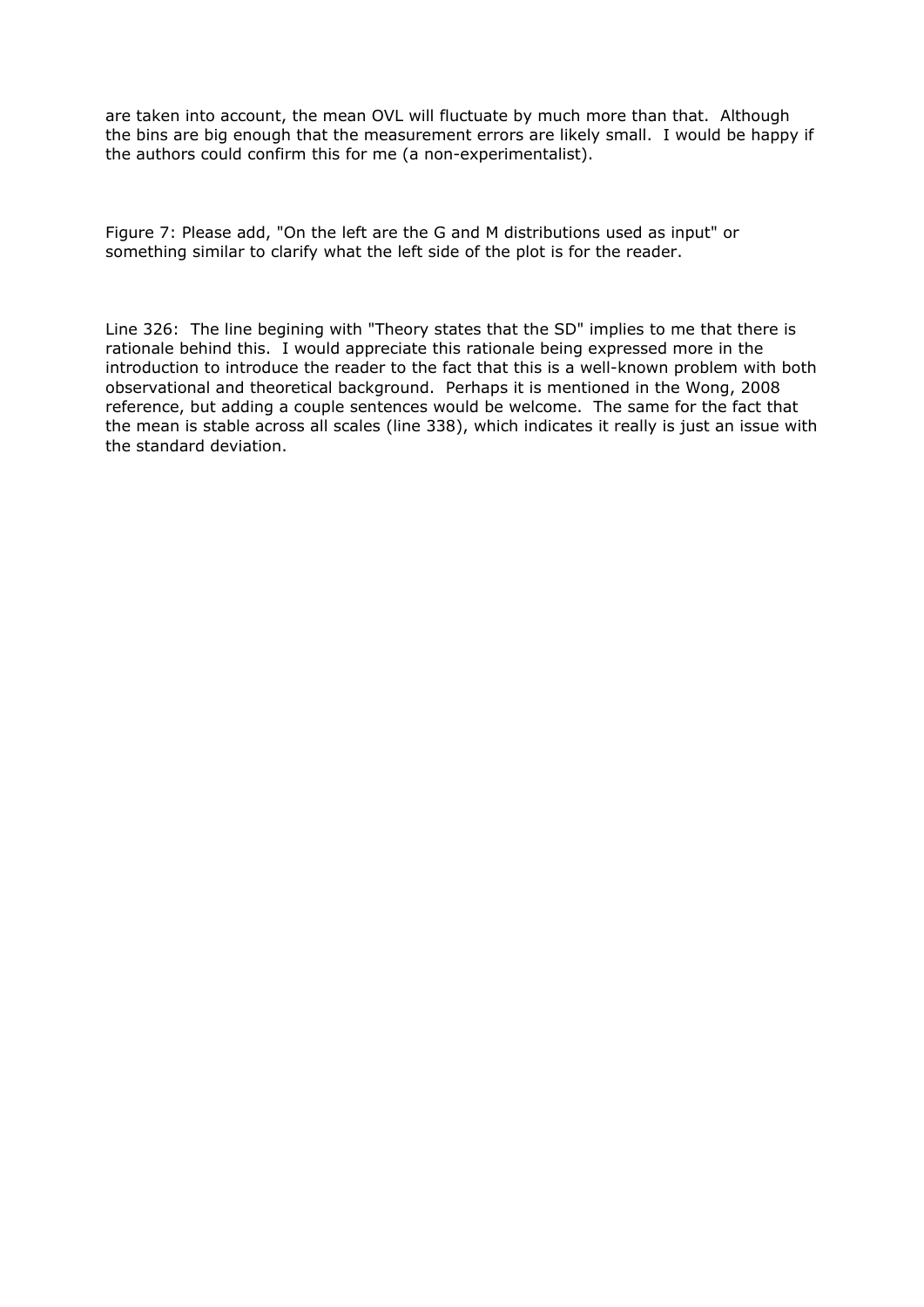are taken into account, the mean OVL will fluctuate by much more than that. Although the bins are big enough that the measurement errors are likely small. I would be happy if the authors could confirm this for me (a non-experimentalist).

Figure 7: Please add, "On the left are the G and M distributions used as input" or something similar to clarify what the left side of the plot is for the reader.

Line 326: The line begining with "Theory states that the SD" implies to me that there is rationale behind this. I would appreciate this rationale being expressed more in the introduction to introduce the reader to the fact that this is a well-known problem with both observational and theoretical background. Perhaps it is mentioned in the Wong, 2008 reference, but adding a couple sentences would be welcome. The same for the fact that the mean is stable across all scales (line 338), which indicates it really is just an issue with the standard deviation.